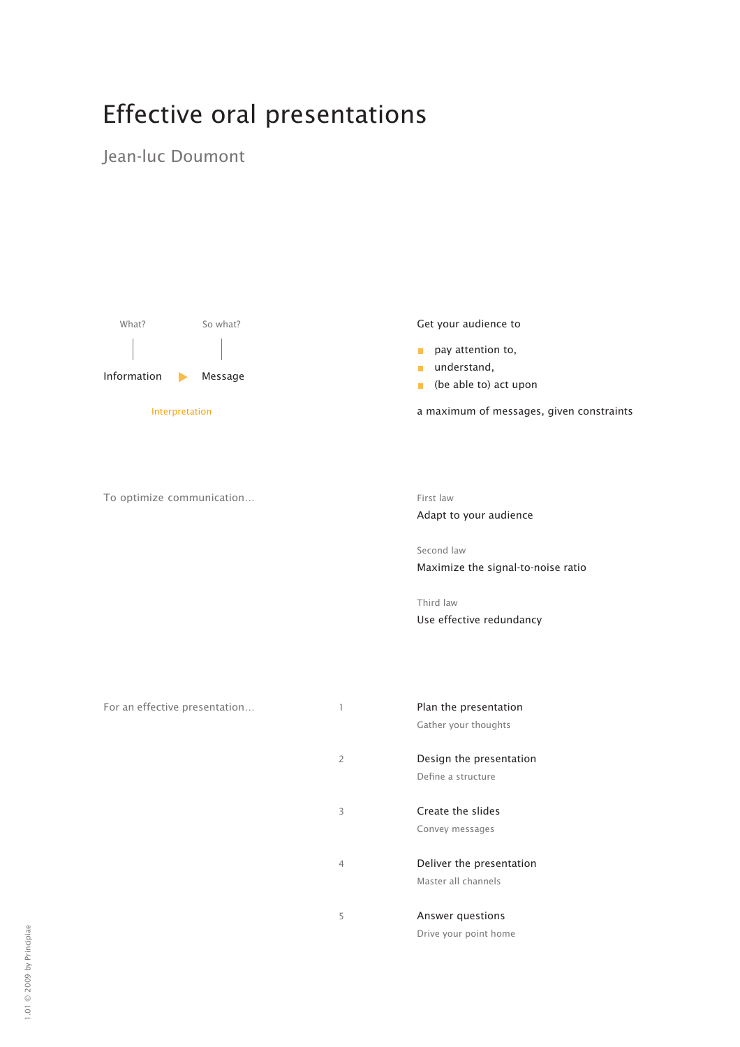# Effective oral presentations

## Jean-luc Doumont

What? So what?

Information ▶ Message

Interpretation

Get your audience to

- pay attention to,
- understand,
- (be able to) act upon

a maximum of messages, given constraints

To optimize communication…

First law
Adapt to your audience

Second law
Maximize the signal-to-noise ratio

Third law
Use effective redundancy

For an effective presentation…

1. **Plan the presentation**
   Gather your thoughts
2. **Design the presentation**
   Define a structure
3. **Create the slides**
   Convey messages
4. **Deliver the presentation**
   Master all channels
5. **Answer questions**
   Drive your point home

1.01 © 2009 by Principiae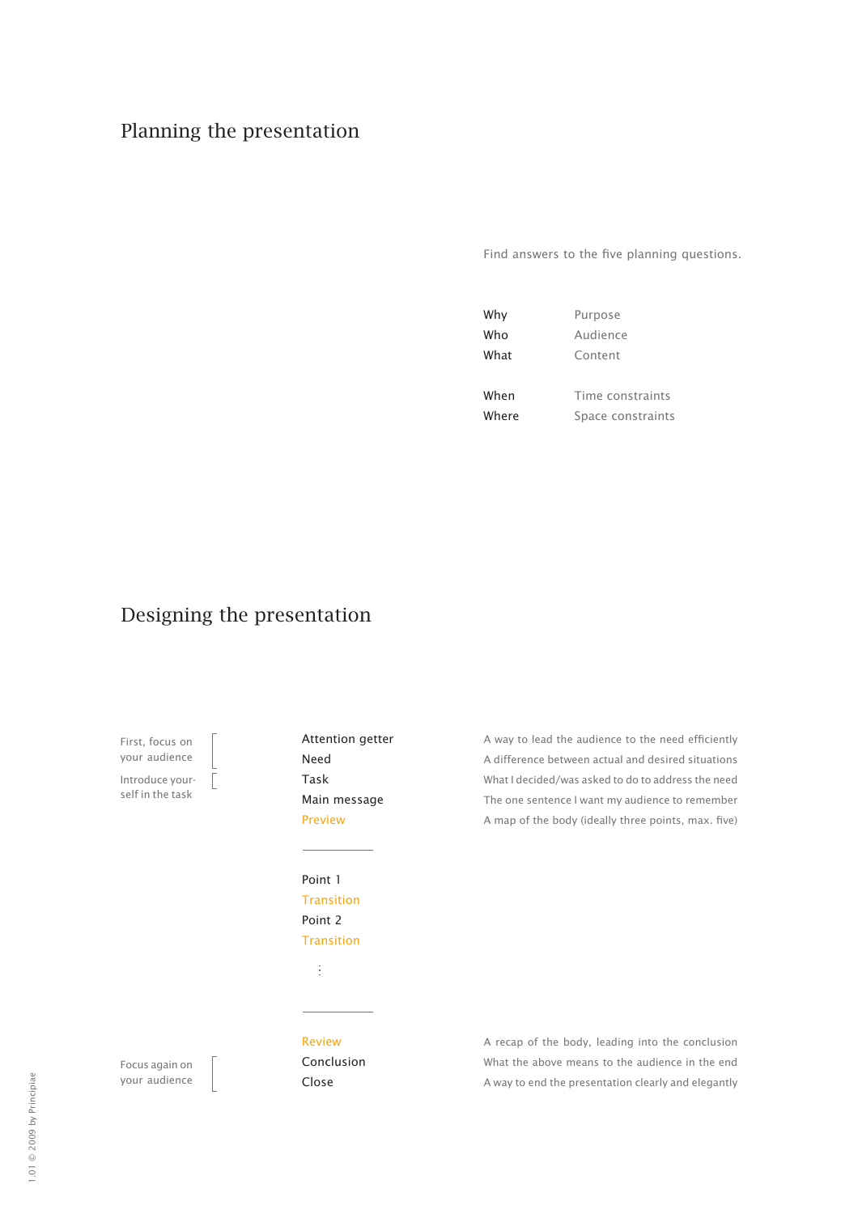# Planning the presentation

Find answers to the five planning questions.

| | |
|---|---|
| Why | Purpose |
| Who | Audience |
| What | Content |
| When | Time constraints |
| Where | Space constraints |

# Designing the presentation

First, focus on your audience

Introduce yourself in the task

| | |
|---|---|
| Attention getter | A way to lead the audience to the need efficiently |
| Need | A difference between actual and desired situations |
| Task | What I decided/was asked to do to address the need |
| Main message | The one sentence I want my audience to remember |
| Preview | A map of the body (ideally three points, max. five) |

---

Point 1

Transition

Point 2

Transition

⋮

---

Focus again on your audience

| | |
|---|---|
| Review | A recap of the body, leading into the conclusion |
| Conclusion | What the above means to the audience in the end |
| Close | A way to end the presentation clearly and elegantly |

1.01 © 2009 by Principiae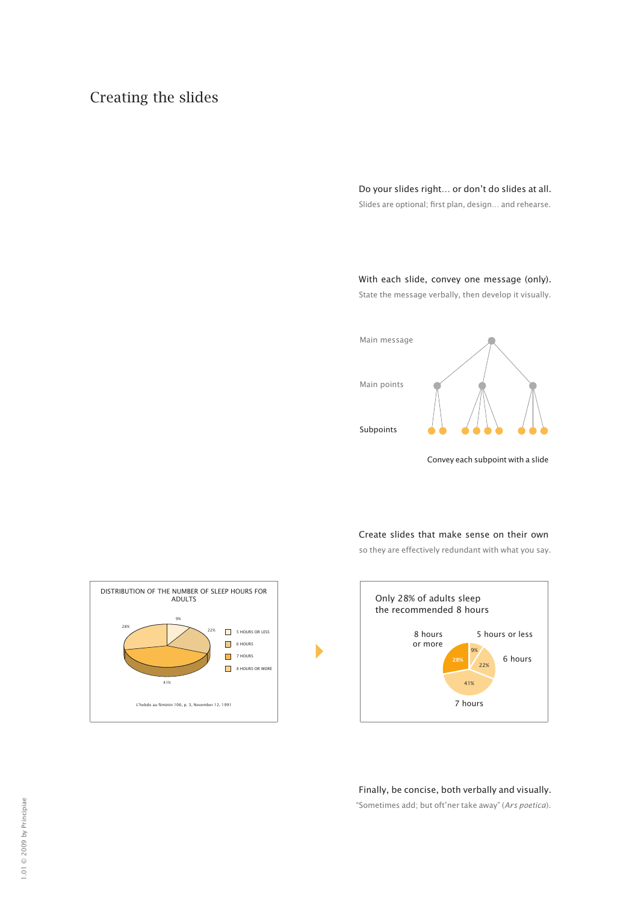# Creating the slides

Do your slides right… or don't do slides at all.

Slides are optional; first plan, design… and rehearse.

With each slide, convey one message (only).

State the message verbally, then develop it visually.

Main message

Main points

Subpoints

Convey each subpoint with a slide

Create slides that make sense on their own

so they are effectively redundant with what you say.

DISTRIBUTION OF THE NUMBER OF SLEEP HOURS FOR ADULTS

9% 22% 28% 41%

5 HOURS OR LESS

6 HOURS

7 HOURS

8 HOURS OR MORE

L'hebdo au féminin 106, p. 3, November 12, 1991

Only 28% of adults sleep the recommended 8 hours

8 hours or more

5 hours or less

6 hours

7 hours

9% 28% 22% 41%

Finally, be concise, both verbally and visually.

"Sometimes add; but oft'ner take away" (*Ars poetica*).

1.01 © 2009 by Principiae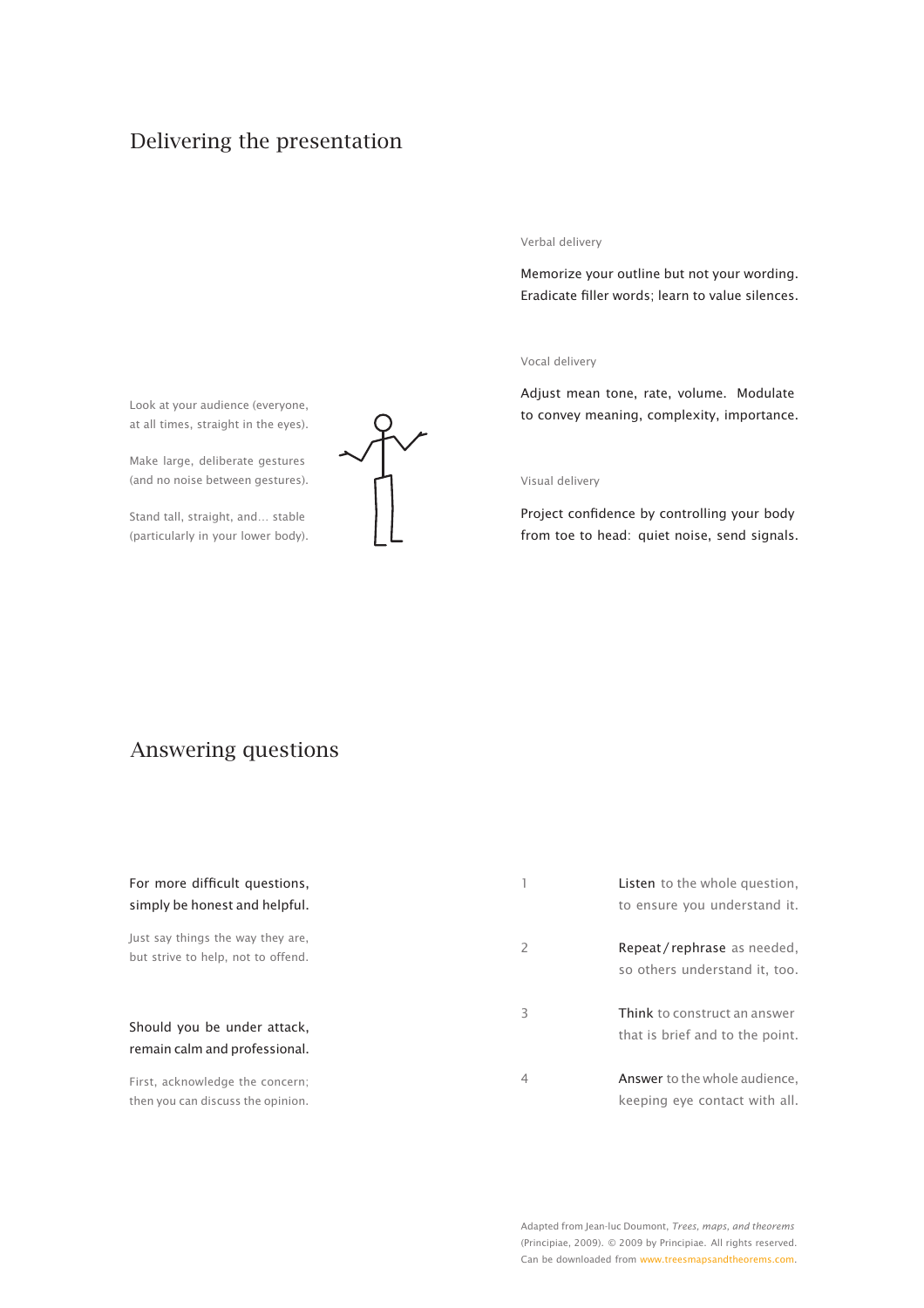## Delivering the presentation

Verbal delivery

Memorize your outline but not your wording.
Eradicate filler words; learn to value silences.

Vocal delivery

Adjust mean tone, rate, volume. Modulate to convey meaning, complexity, importance.

Visual delivery

Project confidence by controlling your body from toe to head: quiet noise, send signals.

Look at your audience (everyone, at all times, straight in the eyes).

Make large, deliberate gestures (and no noise between gestures).

Stand tall, straight, and… stable (particularly in your lower body).

## Answering questions

For more difficult questions, simply be honest and helpful.

Just say things the way they are, but strive to help, not to offend.

Should you be under attack, remain calm and professional.

First, acknowledge the concern; then you can discuss the opinion.

1. **Listen** to the whole question, to ensure you understand it.
2. **Repeat / rephrase** as needed, so others understand it, too.
3. **Think** to construct an answer that is brief and to the point.
4. **Answer** to the whole audience, keeping eye contact with all.

Adapted from Jean-luc Doumont, *Trees, maps, and theorems* (Principiae, 2009). © 2009 by Principiae. All rights reserved. Can be downloaded from www.treesmapsandtheorems.com.